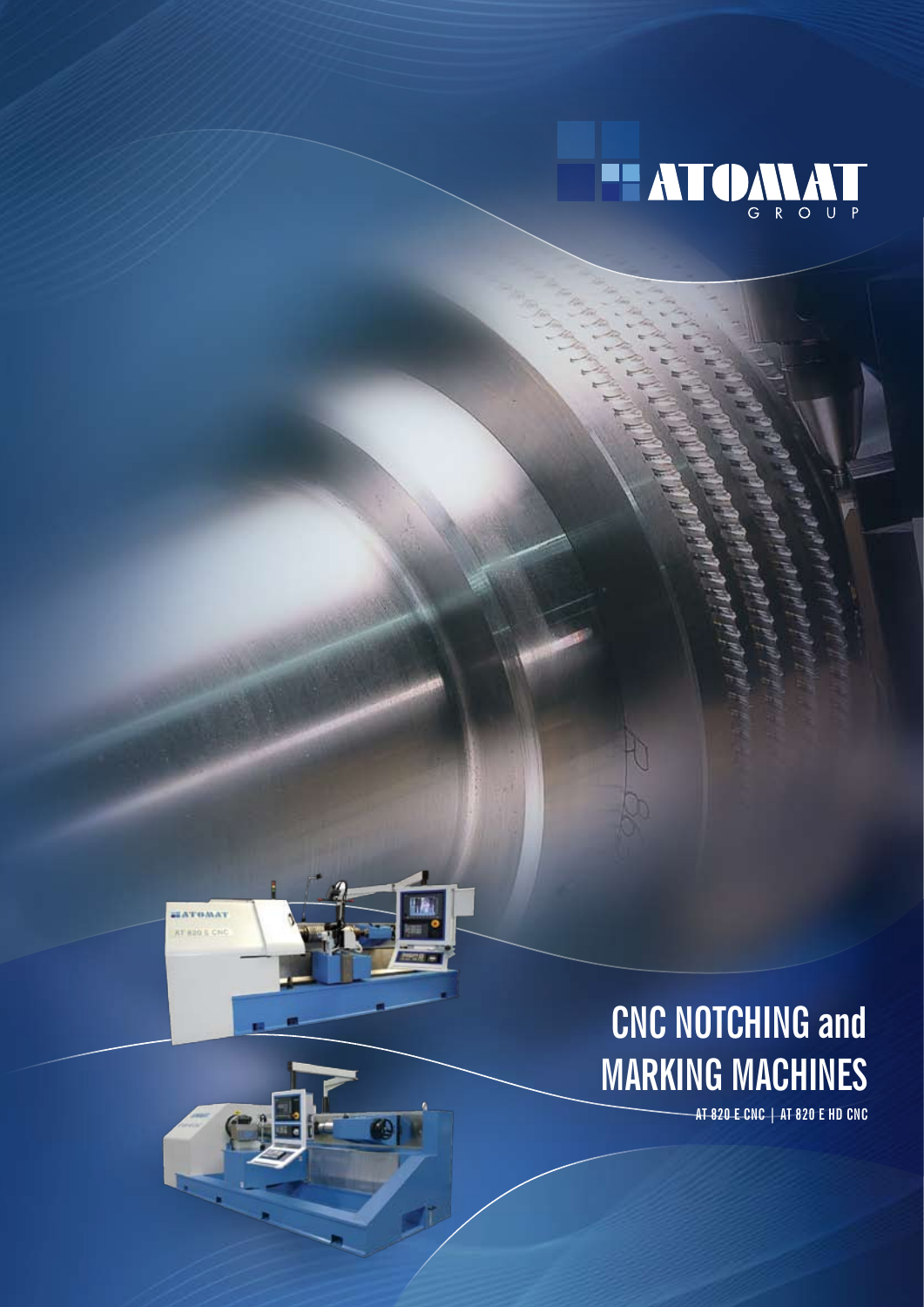ATOMAT GROUP

# CNC NOTCHING and MARKING MACHINES

AT 820 E CNC | AT 820 E HD CNC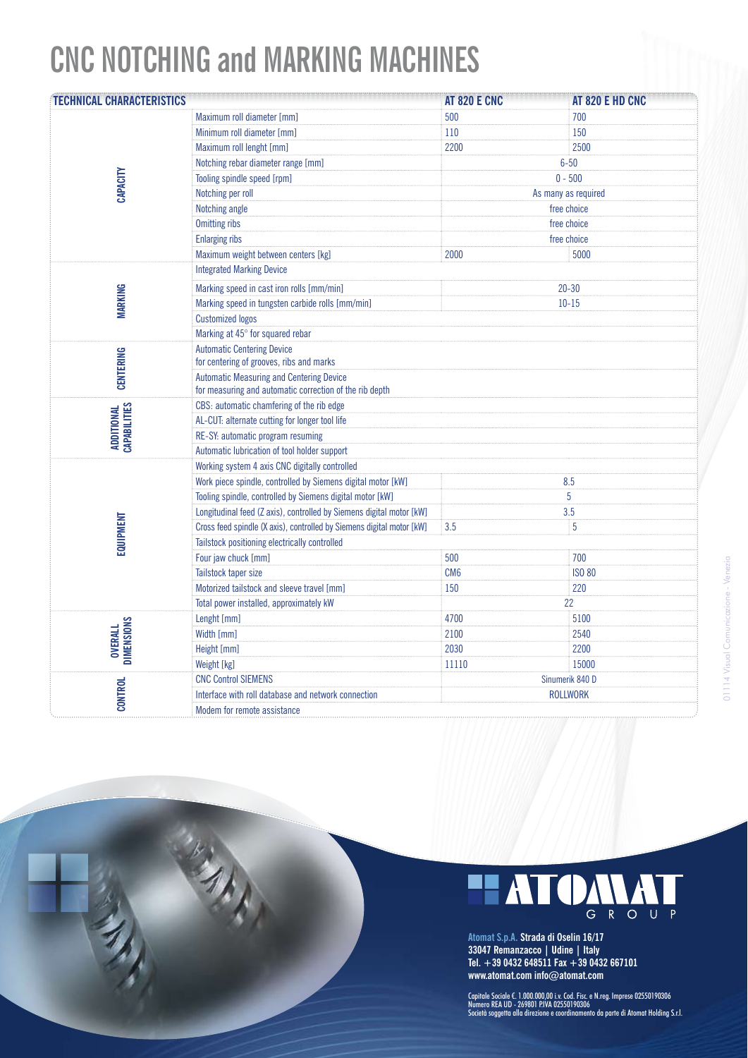# CNC NOTCHING and MARKING MACHINES

| TECHNICAL CHARACTERISTICS | | AT 820 E CNC | AT 820 E HD CNC |
|---|---|---|---|
| CAPACITY | Maximum roll diameter [mm] | 500 | 700 |
| | Minimum roll diameter [mm] | 110 | 150 |
| | Maximum roll lenght [mm] | 2200 | 2500 |
| | Notching rebar diameter range [mm] | 6-50 | |
| | Tooling spindle speed [rpm] | 0 - 500 | |
| | Notching per roll | As many as required | |
| | Notching angle | free choice | |
| | Omitting ribs | free choice | |
| | Enlarging ribs | free choice | |
| | Maximum weight between centers [kg] | 2000 | 5000 |
| MARKING | Integrated Marking Device | | |
| | Marking speed in cast iron rolls [mm/min] | 20-30 | |
| | Marking speed in tungsten carbide rolls [mm/min] | 10-15 | |
| | Customized logos | | |
| | Marking at 45° for squared rebar | | |
| CENTERING | Automatic Centering Device for centering of grooves, ribs and marks | | |
| | Automatic Measuring and Centering Device for measuring and automatic correction of the rib depth | | |
| ADDITIONAL CAPABILITIES | CBS: automatic chamfering of the rib edge | | |
| | AL-CUT: alternate cutting for longer tool life | | |
| | RE-SY: automatic program resuming | | |
| | Automatic lubrication of tool holder support | | |
| EQUIPMENT | Working system 4 axis CNC digitally controlled | | |
| | Work piece spindle, controlled by Siemens digital motor [kW] | 8.5 | |
| | Tooling spindle, controlled by Siemens digital motor [kW] | 5 | |
| | Longitudinal feed (Z axis), controlled by Siemens digital motor [kW] | 3.5 | |
| | Cross feed spindle (X axis), controlled by Siemens digital motor [kW] | 3.5 | 5 |
| | Tailstock positioning electrically controlled | | |
| | Four jaw chuck [mm] | 500 | 700 |
| | Tailstock taper size | CM6 | ISO 80 |
| | Motorized tailstock and sleeve travel [mm] | 150 | 220 |
| | Total power installed, approximately kW | 22 | |
| OVERALL DIMENSIONS | Lenght [mm] | 4700 | 5100 |
| | Width [mm] | 2100 | 2540 |
| | Height [mm] | 2030 | 2200 |
| | Weight [kg] | 11110 | 15000 |
| CONTROL | CNC Control SIEMENS | Sinumerik 840 D | |
| | Interface with roll database and network connection | ROLLWORK | |
| | Modem for remote assistance | | |

ATOMAT GROUP

Atomat S.p.A. Strada di Oselin 16/17
33047 Remanzacco | Udine | Italy
Tel. +39 0432 648511 Fax +39 0432 667101
www.atomat.com info@atomat.com

Capitale Sociale €. 1.000.000,00 i.v. Cod. Fisc. e N.reg. Imprese 02550190306
Numero REA UD - 269801 P.IVA 02550190306
Società soggetta alla direzione e coordinamento da parte di Atomat Holding S.r.l.

01114 Visual Comunicazione - Venezia